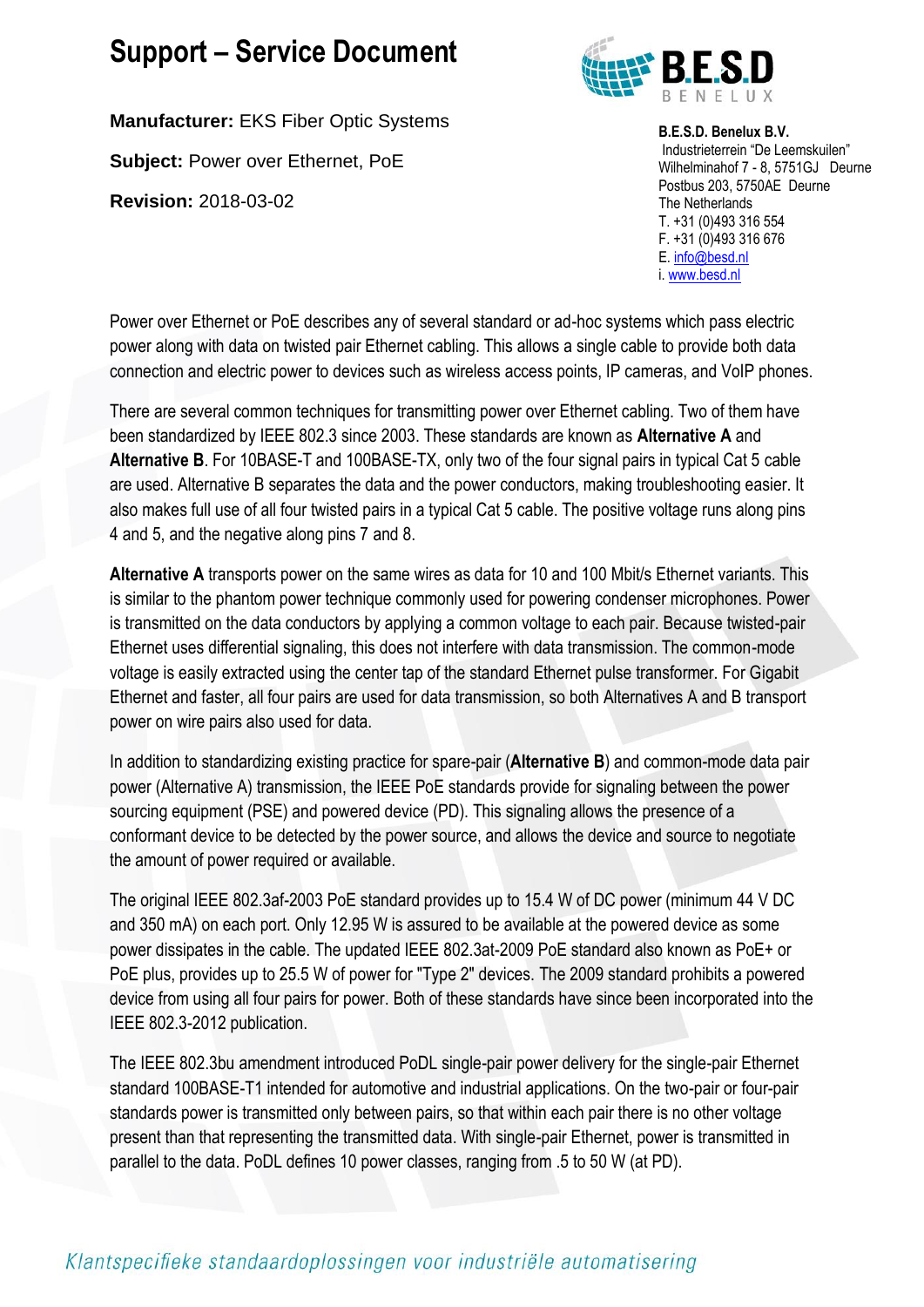# Support – Service Document

**Manufacturer:** EKS Fiber Optic Systems

**Subject:** Power over Ethernet, PoE

**Revision:** 2018-03-02

**B.E.S.D. Benelux B.V.**
Industrieterrein "De Leemskuilen"
Wilhelminahof 7 - 8, 5751GJ Deurne
Postbus 203, 5750AE Deurne
The Netherlands
T. +31 (0)493 316 554
F. +31 (0)493 316 676
E. info@besd.nl
i. www.besd.nl

Power over Ethernet or PoE describes any of several standard or ad-hoc systems which pass electric power along with data on twisted pair Ethernet cabling. This allows a single cable to provide both data connection and electric power to devices such as wireless access points, IP cameras, and VoIP phones.

There are several common techniques for transmitting power over Ethernet cabling. Two of them have been standardized by IEEE 802.3 since 2003. These standards are known as **Alternative A** and **Alternative B**. For 10BASE-T and 100BASE-TX, only two of the four signal pairs in typical Cat 5 cable are used. Alternative B separates the data and the power conductors, making troubleshooting easier. It also makes full use of all four twisted pairs in a typical Cat 5 cable. The positive voltage runs along pins 4 and 5, and the negative along pins 7 and 8.

**Alternative A** transports power on the same wires as data for 10 and 100 Mbit/s Ethernet variants. This is similar to the phantom power technique commonly used for powering condenser microphones. Power is transmitted on the data conductors by applying a common voltage to each pair. Because twisted-pair Ethernet uses differential signaling, this does not interfere with data transmission. The common-mode voltage is easily extracted using the center tap of the standard Ethernet pulse transformer. For Gigabit Ethernet and faster, all four pairs are used for data transmission, so both Alternatives A and B transport power on wire pairs also used for data.

In addition to standardizing existing practice for spare-pair (**Alternative B**) and common-mode data pair power (Alternative A) transmission, the IEEE PoE standards provide for signaling between the power sourcing equipment (PSE) and powered device (PD). This signaling allows the presence of a conformant device to be detected by the power source, and allows the device and source to negotiate the amount of power required or available.

The original IEEE 802.3af-2003 PoE standard provides up to 15.4 W of DC power (minimum 44 V DC and 350 mA) on each port. Only 12.95 W is assured to be available at the powered device as some power dissipates in the cable. The updated IEEE 802.3at-2009 PoE standard also known as PoE+ or PoE plus, provides up to 25.5 W of power for "Type 2" devices. The 2009 standard prohibits a powered device from using all four pairs for power. Both of these standards have since been incorporated into the IEEE 802.3-2012 publication.

The IEEE 802.3bu amendment introduced PoDL single-pair power delivery for the single-pair Ethernet standard 100BASE-T1 intended for automotive and industrial applications. On the two-pair or four-pair standards power is transmitted only between pairs, so that within each pair there is no other voltage present than that representing the transmitted data. With single-pair Ethernet, power is transmitted in parallel to the data. PoDL defines 10 power classes, ranging from .5 to 50 W (at PD).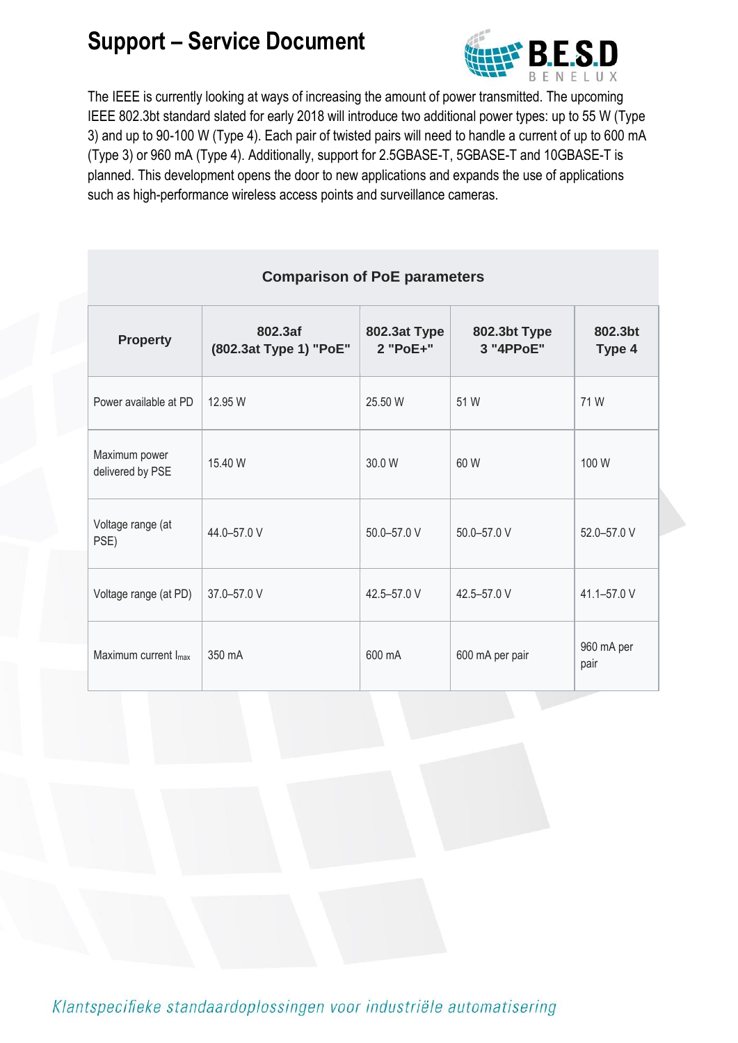The IEEE is currently looking at ways of increasing the amount of power transmitted. The upcoming IEEE 802.3bt standard slated for early 2018 will introduce two additional power types: up to 55 W (Type 3) and up to 90-100 W (Type 4). Each pair of twisted pairs will need to handle a current of up to 600 mA (Type 3) or 960 mA (Type 4). Additionally, support for 2.5GBASE-T, 5GBASE-T and 10GBASE-T is planned. This development opens the door to new applications and expands the use of applications such as high-performance wireless access points and surveillance cameras.

**Comparison of PoE parameters**

| Property | 802.3af (802.3at Type 1) "PoE" | 802.3at Type 2 "PoE+" | 802.3bt Type 3 "4PPoE" | 802.3bt Type 4 |
|---|---|---|---|---|
| Power available at PD | 12.95 W | 25.50 W | 51 W | 71 W |
| Maximum power delivered by PSE | 15.40 W | 30.0 W | 60 W | 100 W |
| Voltage range (at PSE) | 44.0–57.0 V | 50.0–57.0 V | 50.0–57.0 V | 52.0–57.0 V |
| Voltage range (at PD) | 37.0–57.0 V | 42.5–57.0 V | 42.5–57.0 V | 41.1–57.0 V |
| Maximum current $I_{max}$ | 350 mA | 600 mA | 600 mA per pair | 960 mA per pair |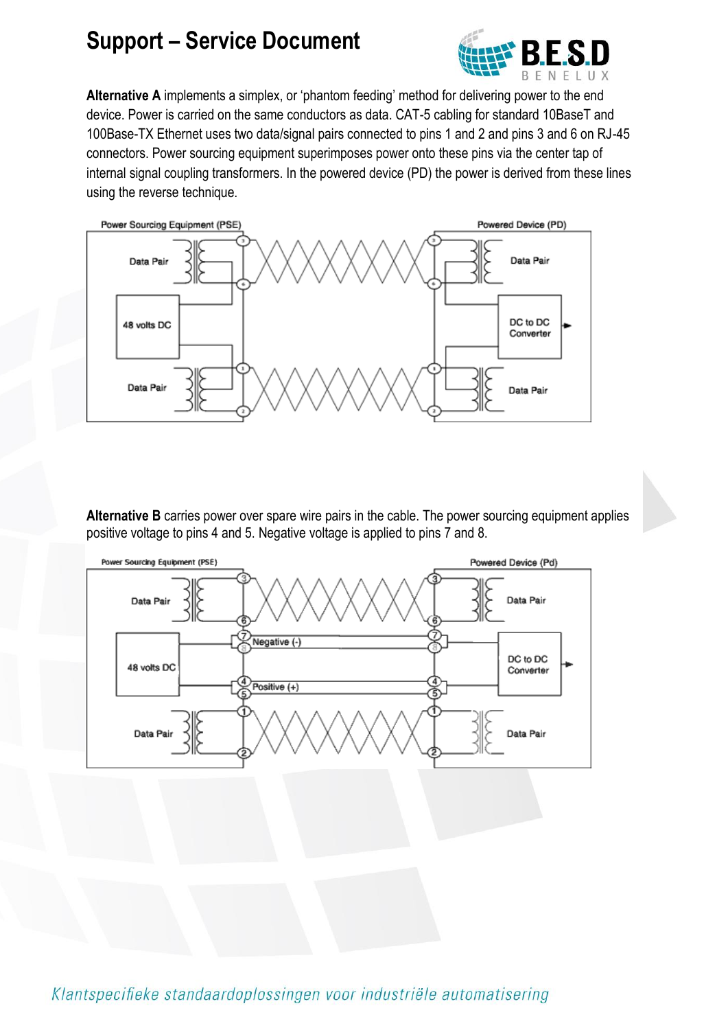**Alternative A** implements a simplex, or 'phantom feeding' method for delivering power to the end device. Power is carried on the same conductors as data. CAT-5 cabling for standard 10BaseT and 100Base-TX Ethernet uses two data/signal pairs connected to pins 1 and 2 and pins 3 and 6 on RJ-45 connectors. Power sourcing equipment superimposes power onto these pins via the center tap of internal signal coupling transformers. In the powered device (PD) the power is derived from these lines using the reverse technique.

**Alternative B** carries power over spare wire pairs in the cable. The power sourcing equipment applies positive voltage to pins 4 and 5. Negative voltage is applied to pins 7 and 8.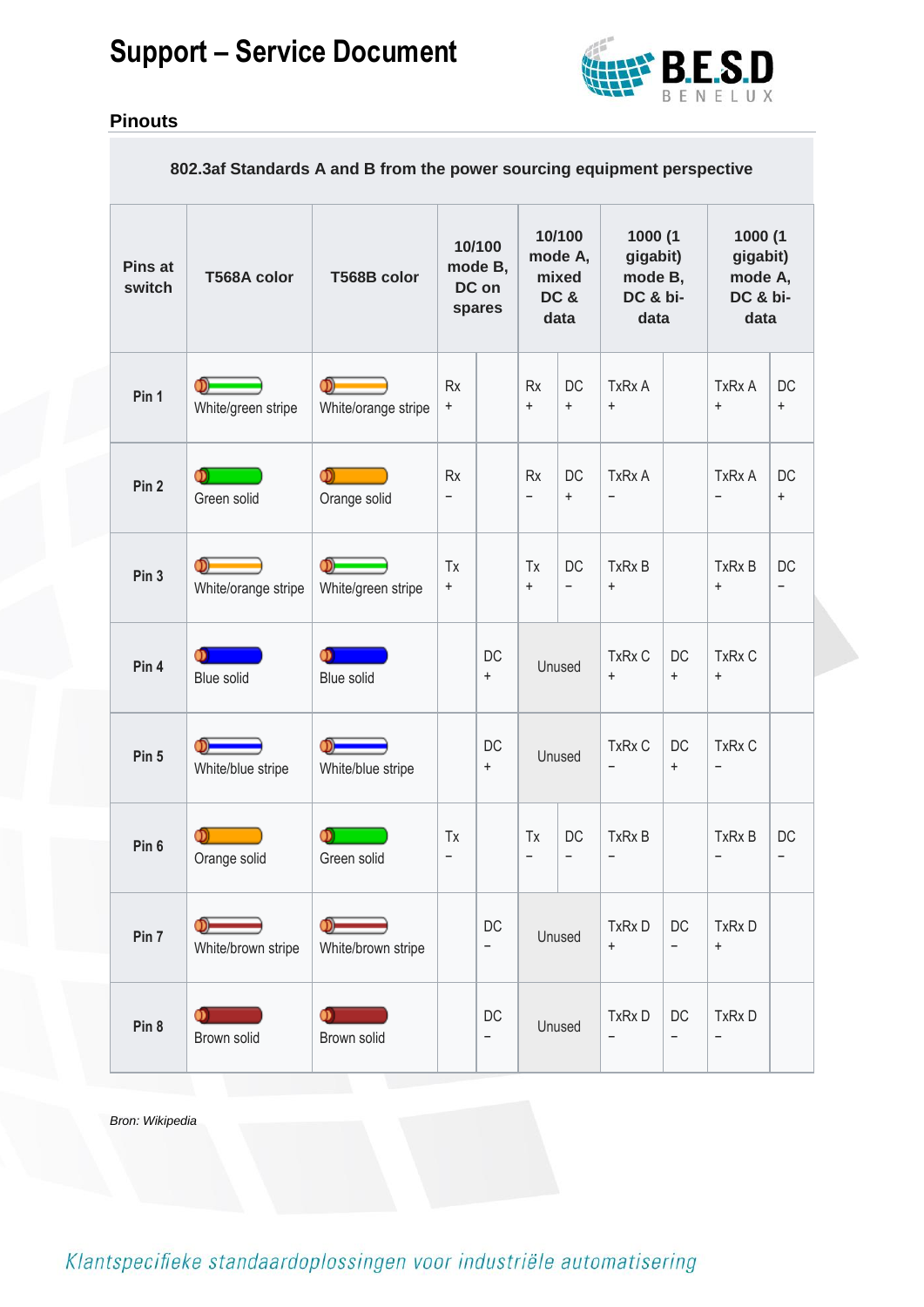# Support – Service Document

## Pinouts

| 802.3af Standards A and B from the power sourcing equipment perspective | | | | | | | | | | |
|---|---|---|---|---|---|---|---|---|---|---|
| **Pins at switch** | **T568A color** | **T568B color** | **10/100 mode B, DC on spares** | | **10/100 mode A, mixed DC & data** | | **1000 (1 gigabit) mode B, DC & bi-data** | | **1000 (1 gigabit) mode A, DC & bi-data** | |
| **Pin 1** | White/green stripe | White/orange stripe | Rx + | | Rx + | DC + | TxRx A + | | TxRx A + | DC + |
| **Pin 2** | Green solid | Orange solid | Rx − | | Rx − | DC + | TxRx A − | | TxRx A − | DC + |
| **Pin 3** | White/orange stripe | White/green stripe | Tx + | | Tx + | DC − | TxRx B + | | TxRx B + | DC − |
| **Pin 4** | Blue solid | Blue solid | | DC + | Unused | | TxRx C + | DC + | TxRx C + | |
| **Pin 5** | White/blue stripe | White/blue stripe | | DC + | Unused | | TxRx C − | DC + | TxRx C − | |
| **Pin 6** | Orange solid | Green solid | Tx − | | Tx − | DC − | TxRx B − | | TxRx B − | DC − |
| **Pin 7** | White/brown stripe | White/brown stripe | | DC − | Unused | | TxRx D + | DC − | TxRx D + | |
| **Pin 8** | Brown solid | Brown solid | | DC − | Unused | | TxRx D − | DC − | TxRx D − | |

*Bron: Wikipedia*